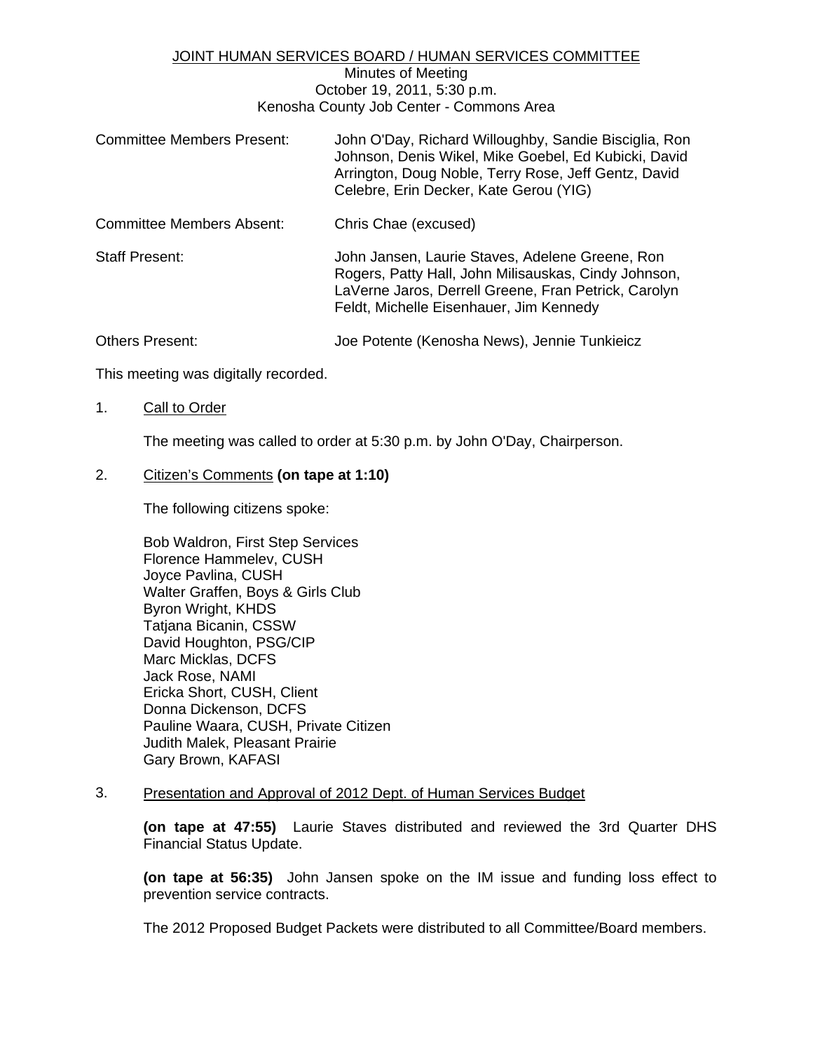# JOINT HUMAN SERVICES BOARD / HUMAN SERVICES COMMITTEE

Minutes of Meeting
October 19, 2011, 5:30 p.m.
Kenosha County Job Center - Commons Area

| | |
|---|---|
| Committee Members Present: | John O'Day, Richard Willoughby, Sandie Bisciglia, Ron Johnson, Denis Wikel, Mike Goebel, Ed Kubicki, David Arrington, Doug Noble, Terry Rose, Jeff Gentz, David Celebre, Erin Decker, Kate Gerou (YIG) |
| Committee Members Absent: | Chris Chae (excused) |
| Staff Present: | John Jansen, Laurie Staves, Adelene Greene, Ron Rogers, Patty Hall, John Milisauskas, Cindy Johnson, LaVerne Jaros, Derrell Greene, Fran Petrick, Carolyn Feldt, Michelle Eisenhauer, Jim Kennedy |
| Others Present: | Joe Potente (Kenosha News), Jennie Tunkieicz |

This meeting was digitally recorded.

1. Call to Order

   The meeting was called to order at 5:30 p.m. by John O'Day, Chairperson.

2. Citizen's Comments **(on tape at 1:10)**

   The following citizens spoke:

   Bob Waldron, First Step Services
   Florence Hammelev, CUSH
   Joyce Pavlina, CUSH
   Walter Graffen, Boys & Girls Club
   Byron Wright, KHDS
   Tatjana Bicanin, CSSW
   David Houghton, PSG/CIP
   Marc Micklas, DCFS
   Jack Rose, NAMI
   Ericka Short, CUSH, Client
   Donna Dickenson, DCFS
   Pauline Waara, CUSH, Private Citizen
   Judith Malek, Pleasant Prairie
   Gary Brown, KAFASI

3. Presentation and Approval of 2012 Dept. of Human Services Budget

   **(on tape at 47:55)** Laurie Staves distributed and reviewed the 3rd Quarter DHS Financial Status Update.

   **(on tape at 56:35)** John Jansen spoke on the IM issue and funding loss effect to prevention service contracts.

   The 2012 Proposed Budget Packets were distributed to all Committee/Board members.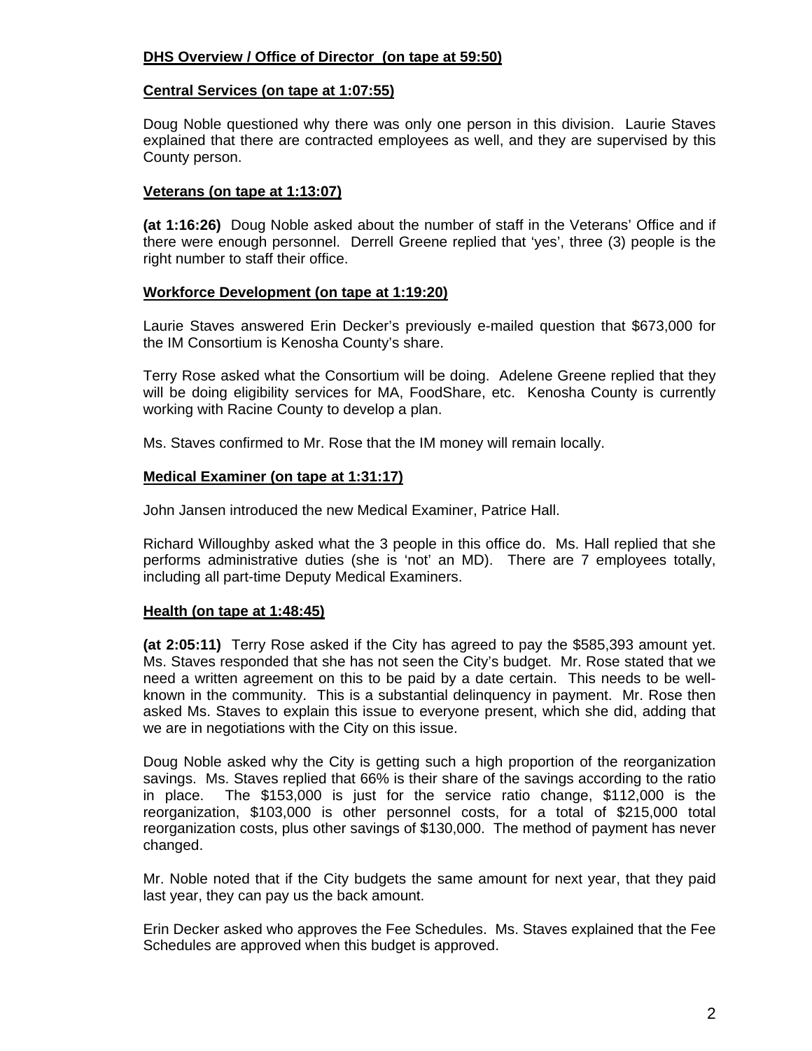**DHS Overview / Office of Director (on tape at 59:50)**

**Central Services (on tape at 1:07:55)**

Doug Noble questioned why there was only one person in this division. Laurie Staves explained that there are contracted employees as well, and they are supervised by this County person.

**Veterans (on tape at 1:13:07)**

**(at 1:16:26)** Doug Noble asked about the number of staff in the Veterans' Office and if there were enough personnel. Derrell Greene replied that 'yes', three (3) people is the right number to staff their office.

**Workforce Development (on tape at 1:19:20)**

Laurie Staves answered Erin Decker's previously e-mailed question that $673,000 for the IM Consortium is Kenosha County's share.

Terry Rose asked what the Consortium will be doing. Adelene Greene replied that they will be doing eligibility services for MA, FoodShare, etc. Kenosha County is currently working with Racine County to develop a plan.

Ms. Staves confirmed to Mr. Rose that the IM money will remain locally.

**Medical Examiner (on tape at 1:31:17)**

John Jansen introduced the new Medical Examiner, Patrice Hall.

Richard Willoughby asked what the 3 people in this office do. Ms. Hall replied that she performs administrative duties (she is 'not' an MD). There are 7 employees totally, including all part-time Deputy Medical Examiners.

**Health (on tape at 1:48:45)**

**(at 2:05:11)** Terry Rose asked if the City has agreed to pay the $585,393 amount yet. Ms. Staves responded that she has not seen the City's budget. Mr. Rose stated that we need a written agreement on this to be paid by a date certain. This needs to be well-known in the community. This is a substantial delinquency in payment. Mr. Rose then asked Ms. Staves to explain this issue to everyone present, which she did, adding that we are in negotiations with the City on this issue.

Doug Noble asked why the City is getting such a high proportion of the reorganization savings. Ms. Staves replied that 66% is their share of the savings according to the ratio in place. The $153,000 is just for the service ratio change, $112,000 is the reorganization, $103,000 is other personnel costs, for a total of $215,000 total reorganization costs, plus other savings of $130,000. The method of payment has never changed.

Mr. Noble noted that if the City budgets the same amount for next year, that they paid last year, they can pay us the back amount.

Erin Decker asked who approves the Fee Schedules. Ms. Staves explained that the Fee Schedules are approved when this budget is approved.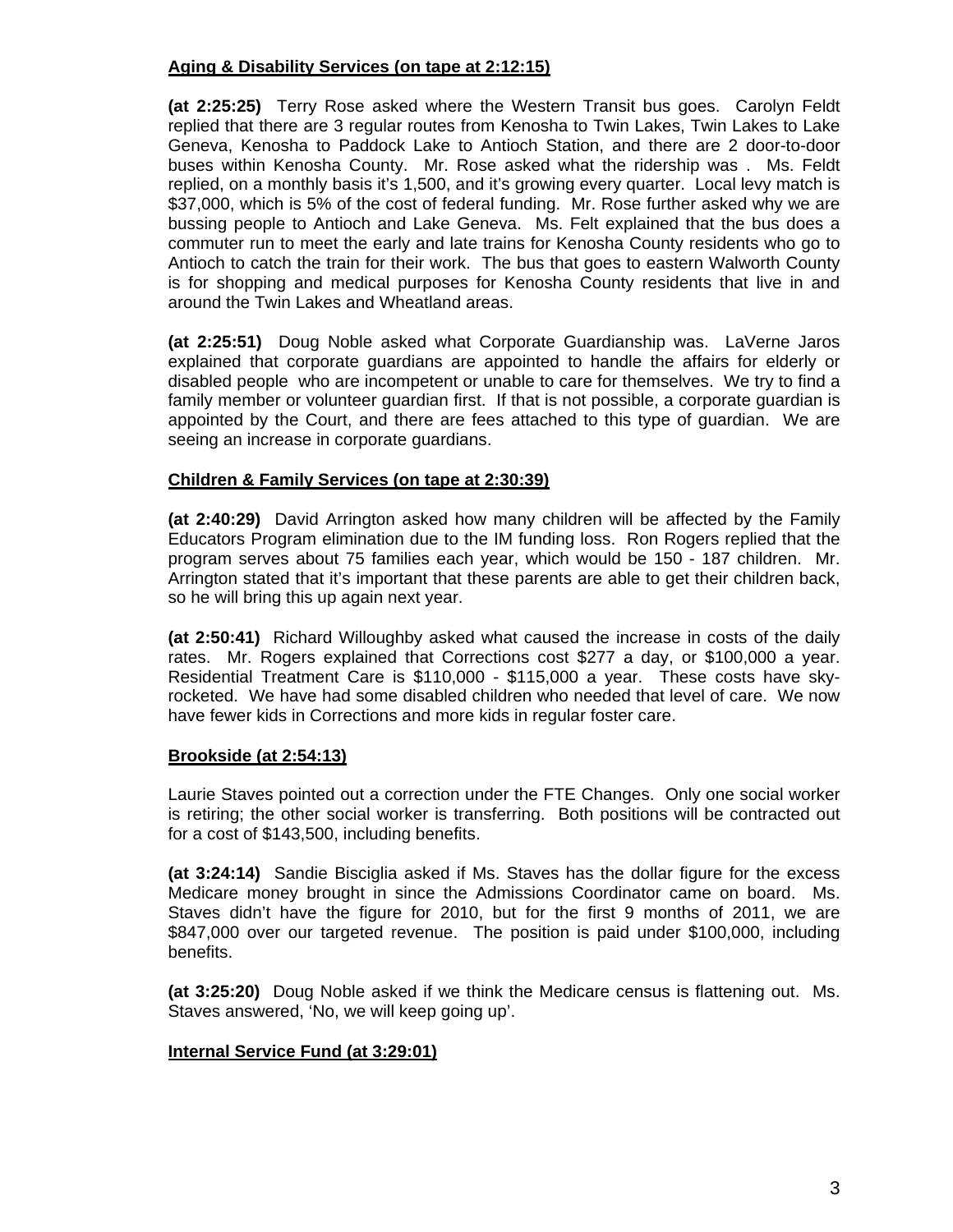**Aging & Disability Services (on tape at 2:12:15)**

**(at 2:25:25)** Terry Rose asked where the Western Transit bus goes. Carolyn Feldt replied that there are 3 regular routes from Kenosha to Twin Lakes, Twin Lakes to Lake Geneva, Kenosha to Paddock Lake to Antioch Station, and there are 2 door-to-door buses within Kenosha County. Mr. Rose asked what the ridership was . Ms. Feldt replied, on a monthly basis it's 1,500, and it's growing every quarter. Local levy match is $37,000, which is 5% of the cost of federal funding. Mr. Rose further asked why we are bussing people to Antioch and Lake Geneva. Ms. Felt explained that the bus does a commuter run to meet the early and late trains for Kenosha County residents who go to Antioch to catch the train for their work. The bus that goes to eastern Walworth County is for shopping and medical purposes for Kenosha County residents that live in and around the Twin Lakes and Wheatland areas.

**(at 2:25:51)** Doug Noble asked what Corporate Guardianship was. LaVerne Jaros explained that corporate guardians are appointed to handle the affairs for elderly or disabled people who are incompetent or unable to care for themselves. We try to find a family member or volunteer guardian first. If that is not possible, a corporate guardian is appointed by the Court, and there are fees attached to this type of guardian. We are seeing an increase in corporate guardians.

**Children & Family Services (on tape at 2:30:39)**

**(at 2:40:29)** David Arrington asked how many children will be affected by the Family Educators Program elimination due to the IM funding loss. Ron Rogers replied that the program serves about 75 families each year, which would be 150 - 187 children. Mr. Arrington stated that it's important that these parents are able to get their children back, so he will bring this up again next year.

**(at 2:50:41)** Richard Willoughby asked what caused the increase in costs of the daily rates. Mr. Rogers explained that Corrections cost $277 a day, or $100,000 a year. Residential Treatment Care is $110,000 - $115,000 a year. These costs have sky-rocketed. We have had some disabled children who needed that level of care. We now have fewer kids in Corrections and more kids in regular foster care.

**Brookside (at 2:54:13)**

Laurie Staves pointed out a correction under the FTE Changes. Only one social worker is retiring; the other social worker is transferring. Both positions will be contracted out for a cost of $143,500, including benefits.

**(at 3:24:14)** Sandie Bisciglia asked if Ms. Staves has the dollar figure for the excess Medicare money brought in since the Admissions Coordinator came on board. Ms. Staves didn't have the figure for 2010, but for the first 9 months of 2011, we are $847,000 over our targeted revenue. The position is paid under $100,000, including benefits.

**(at 3:25:20)** Doug Noble asked if we think the Medicare census is flattening out. Ms. Staves answered, 'No, we will keep going up'.

**Internal Service Fund (at 3:29:01)**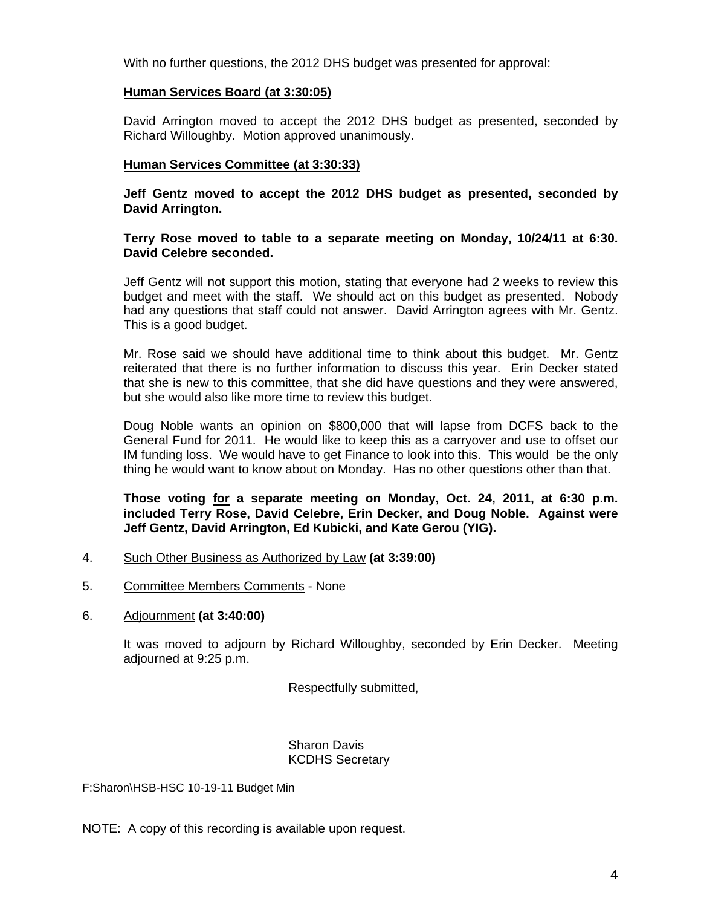With no further questions, the 2012 DHS budget was presented for approval:

**<u>Human Services Board (at 3:30:05)</u>**

David Arrington moved to accept the 2012 DHS budget as presented, seconded by Richard Willoughby. Motion approved unanimously.

**<u>Human Services Committee (at 3:30:33)</u>**

**Jeff Gentz moved to accept the 2012 DHS budget as presented, seconded by David Arrington.**

**Terry Rose moved to table to a separate meeting on Monday, 10/24/11 at 6:30. David Celebre seconded.**

Jeff Gentz will not support this motion, stating that everyone had 2 weeks to review this budget and meet with the staff. We should act on this budget as presented. Nobody had any questions that staff could not answer. David Arrington agrees with Mr. Gentz. This is a good budget.

Mr. Rose said we should have additional time to think about this budget. Mr. Gentz reiterated that there is no further information to discuss this year. Erin Decker stated that she is new to this committee, that she did have questions and they were answered, but she would also like more time to review this budget.

Doug Noble wants an opinion on $800,000 that will lapse from DCFS back to the General Fund for 2011. He would like to keep this as a carryover and use to offset our IM funding loss. We would have to get Finance to look into this. This would be the only thing he would want to know about on Monday. Has no other questions other than that.

**Those voting <u>for</u> a separate meeting on Monday, Oct. 24, 2011, at 6:30 p.m. included Terry Rose, David Celebre, Erin Decker, and Doug Noble. Against were Jeff Gentz, David Arrington, Ed Kubicki, and Kate Gerou (YIG).**

4. <u>Such Other Business as Authorized by Law</u> **(at 3:39:00)**

5. <u>Committee Members Comments</u> - None

6. <u>Adjournment</u> **(at 3:40:00)**

   It was moved to adjourn by Richard Willoughby, seconded by Erin Decker. Meeting adjourned at 9:25 p.m.

Respectfully submitted,

Sharon Davis
KCDHS Secretary

F:Sharon\HSB-HSC 10-19-11 Budget Min

NOTE: A copy of this recording is available upon request.